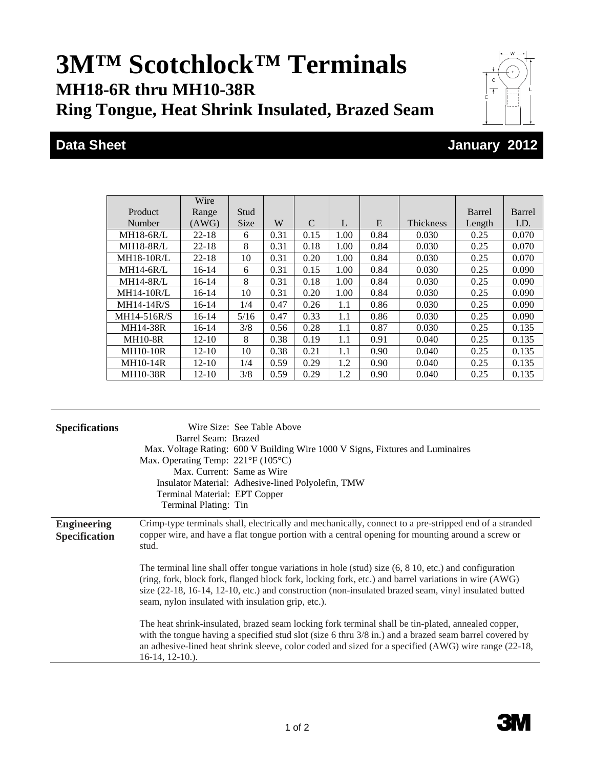# 3M™ Scotchlock™ Terminals

## MH18-6R thru MH10-38R

## Ring Tongue, Heat Shrink Insulated, Brazed Seam

**Data Sheet** **January 2012**

| Product Number | Wire Range (AWG) | Stud Size | W | C | L | E | Thickness | Barrel Length | Barrel I.D. |
|---|---|---|---|---|---|---|---|---|---|
| MH18-6R/L | 22-18 | 6 | 0.31 | 0.15 | 1.00 | 0.84 | 0.030 | 0.25 | 0.070 |
| MH18-8R/L | 22-18 | 8 | 0.31 | 0.18 | 1.00 | 0.84 | 0.030 | 0.25 | 0.070 |
| MH18-10R/L | 22-18 | 10 | 0.31 | 0.20 | 1.00 | 0.84 | 0.030 | 0.25 | 0.070 |
| MH14-6R/L | 16-14 | 6 | 0.31 | 0.15 | 1.00 | 0.84 | 0.030 | 0.25 | 0.090 |
| MH14-8R/L | 16-14 | 8 | 0.31 | 0.18 | 1.00 | 0.84 | 0.030 | 0.25 | 0.090 |
| MH14-10R/L | 16-14 | 10 | 0.31 | 0.20 | 1.00 | 0.84 | 0.030 | 0.25 | 0.090 |
| MH14-14R/S | 16-14 | 1/4 | 0.47 | 0.26 | 1.1 | 0.86 | 0.030 | 0.25 | 0.090 |
| MH14-516R/S | 16-14 | 5/16 | 0.47 | 0.33 | 1.1 | 0.86 | 0.030 | 0.25 | 0.090 |
| MH14-38R | 16-14 | 3/8 | 0.56 | 0.28 | 1.1 | 0.87 | 0.030 | 0.25 | 0.135 |
| MH10-8R | 12-10 | 8 | 0.38 | 0.19 | 1.1 | 0.91 | 0.040 | 0.25 | 0.135 |
| MH10-10R | 12-10 | 10 | 0.38 | 0.21 | 1.1 | 0.90 | 0.040 | 0.25 | 0.135 |
| MH10-14R | 12-10 | 1/4 | 0.59 | 0.29 | 1.2 | 0.90 | 0.040 | 0.25 | 0.135 |
| MH10-38R | 12-10 | 3/8 | 0.59 | 0.29 | 1.2 | 0.90 | 0.040 | 0.25 | 0.135 |

**Specifications**

Wire Size: See Table Above
Barrel Seam: Brazed
Max. Voltage Rating: 600 V Building Wire 1000 V Signs, Fixtures and Luminaires
Max. Operating Temp: 221°F (105°C)
Max. Current: Same as Wire
Insulator Material: Adhesive-lined Polyolefin, TMW
Terminal Material: EPT Copper
Terminal Plating: Tin

**Engineering Specification**

Crimp-type terminals shall, electrically and mechanically, connect to a pre-stripped end of a stranded copper wire, and have a flat tongue portion with a central opening for mounting around a screw or stud.

The terminal line shall offer tongue variations in hole (stud) size (6, 8 10, etc.) and configuration (ring, fork, block fork, flanged block fork, locking fork, etc.) and barrel variations in wire (AWG) size (22-18, 16-14, 12-10, etc.) and construction (non-insulated brazed seam, vinyl insulated butted seam, nylon insulated with insulation grip, etc.).

The heat shrink-insulated, brazed seam locking fork terminal shall be tin-plated, annealed copper, with the tongue having a specified stud slot (size 6 thru 3/8 in.) and a brazed seam barrel covered by an adhesive-lined heat shrink sleeve, color coded and sized for a specified (AWG) wire range (22-18, 16-14, 12-10.).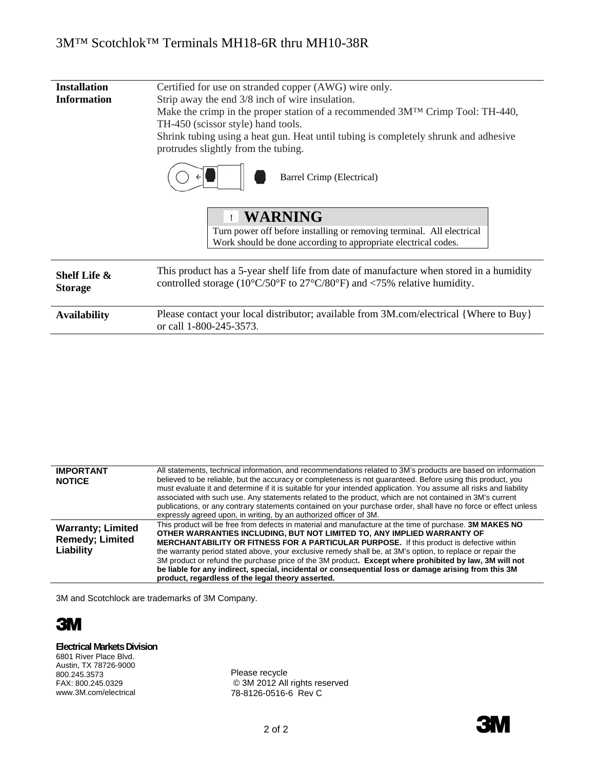# 3M™ Scotchlok™ Terminals MH18-6R thru MH10-38R

| | |
|---|---|
| **Installation Information** | Certified for use on stranded copper (AWG) wire only.<br>Strip away the end 3/8 inch of wire insulation.<br>Make the crimp in the proper station of a recommended 3M™ Crimp Tool: TH-440, TH-450 (scissor style) hand tools.<br>Shrink tubing using a heat gun. Heat until tubing is completely shrunk and adhesive protrudes slightly from the tubing.<br><br>Barrel Crimp (Electrical)<br><br>**WARNING**<br>Turn power off before installing or removing terminal. All electrical Work should be done according to appropriate electrical codes. |
| **Shelf Life & Storage** | This product has a 5-year shelf life from date of manufacture when stored in a humidity controlled storage (10°C/50°F to 27°C/80°F) and <75% relative humidity. |
| **Availability** | Please contact your local distributor; available from 3M.com/electrical {Where to Buy} or call 1-800-245-3573. |

| | |
|---|---|
| **IMPORTANT NOTICE** | All statements, technical information, and recommendations related to 3M's products are based on information believed to be reliable, but the accuracy or completeness is not guaranteed. Before using this product, you must evaluate it and determine if it is suitable for your intended application. You assume all risks and liability associated with such use. Any statements related to the product, which are not contained in 3M's current publications, or any contrary statements contained on your purchase order, shall have no force or effect unless expressly agreed upon, in writing, by an authorized officer of 3M. |
| **Warranty; Limited Remedy; Limited Liability** | This product will be free from defects in material and manufacture at the time of purchase. **3M MAKES NO OTHER WARRANTIES INCLUDING, BUT NOT LIMITED TO, ANY IMPLIED WARRANTY OF MERCHANTABILITY OR FITNESS FOR A PARTICULAR PURPOSE.** If this product is defective within the warranty period stated above, your exclusive remedy shall be, at 3M's option, to replace or repair the 3M product or refund the purchase price of the 3M product**. Except where prohibited by law, 3M will not be liable for any indirect, special, incidental or consequential loss or damage arising from this 3M product, regardless of the legal theory asserted.** |

3M and Scotchlock are trademarks of 3M Company.

3M

**Electrical Markets Division**
6801 River Place Blvd.
Austin, TX 78726-9000
800.245.3573
FAX: 800.245.0329
www.3M.com/electrical

Please recycle
© 3M 2012 All rights reserved
78-8126-0516-6 Rev C

3M